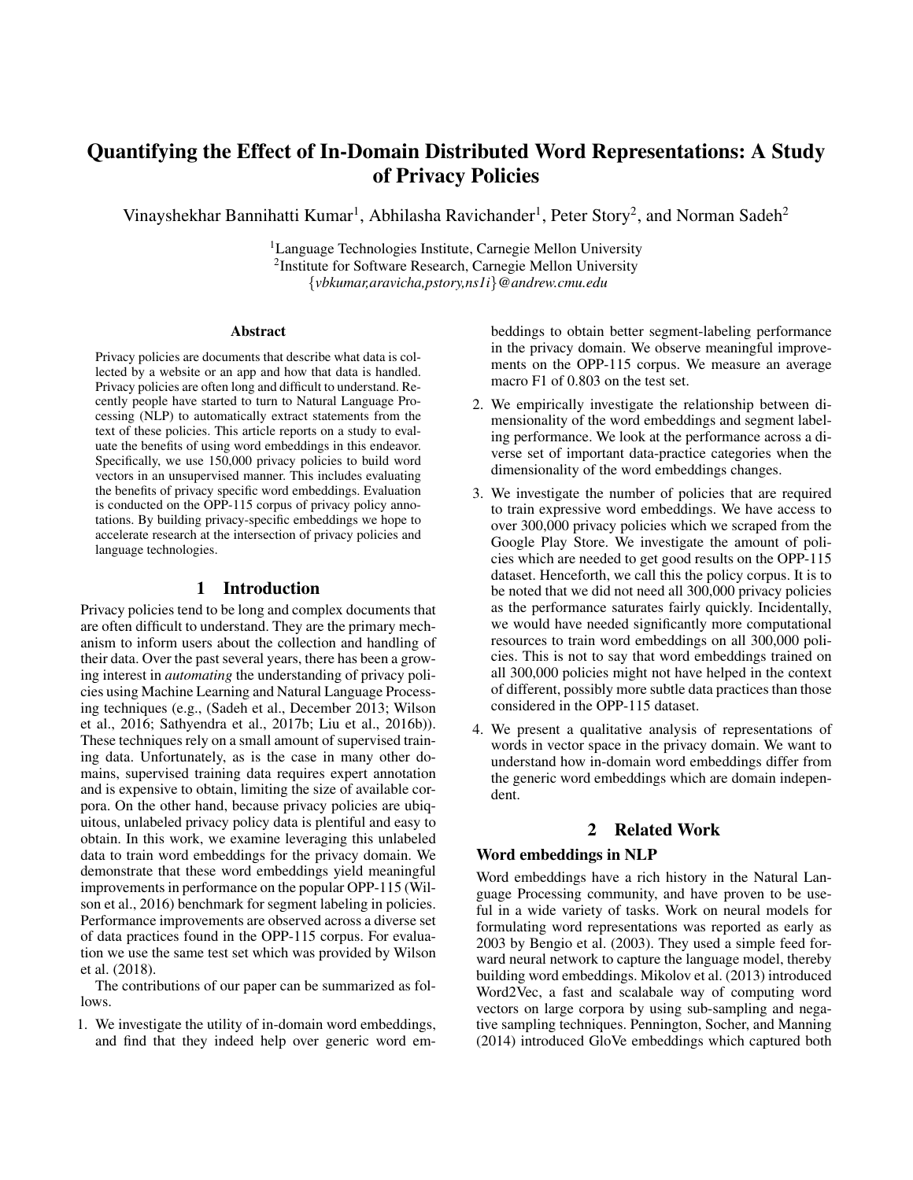# Quantifying the Effect of In-Domain Distributed Word Representations: A Study of Privacy Policies

Vinayshekhar Bannihatti Kumar[1], Abhilasha Ravichander[1], Peter Story[2], and Norman Sadeh[2]

[1]Language Technologies Institute, Carnegie Mellon University
[2]Institute for Software Research, Carnegie Mellon University
{*vbkumar,aravicha,pstory,ns1i*}*@andrew.cmu.edu*

### Abstract

Privacy policies are documents that describe what data is collected by a website or an app and how that data is handled. Privacy policies are often long and difficult to understand. Recently people have started to turn to Natural Language Processing (NLP) to automatically extract statements from the text of these policies. This article reports on a study to evaluate the benefits of using word embeddings in this endeavor. Specifically, we use 150,000 privacy policies to build word vectors in an unsupervised manner. This includes evaluating the benefits of privacy specific word embeddings. Evaluation is conducted on the OPP-115 corpus of privacy policy annotations. By building privacy-specific embeddings we hope to accelerate research at the intersection of privacy policies and language technologies.

## 1 Introduction

Privacy policies tend to be long and complex documents that are often difficult to understand. They are the primary mechanism to inform users about the collection and handling of their data. Over the past several years, there has been a growing interest in *automating* the understanding of privacy policies using Machine Learning and Natural Language Processing techniques (e.g., (Sadeh et al., December 2013; Wilson et al., 2016; Sathyendra et al., 2017b; Liu et al., 2016b)). These techniques rely on a small amount of supervised training data. Unfortunately, as is the case in many other domains, supervised training data requires expert annotation and is expensive to obtain, limiting the size of available corpora. On the other hand, because privacy policies are ubiquitous, unlabeled privacy policy data is plentiful and easy to obtain. In this work, we examine leveraging this unlabeled data to train word embeddings for the privacy domain. We demonstrate that these word embeddings yield meaningful improvements in performance on the popular OPP-115 (Wilson et al., 2016) benchmark for segment labeling in policies. Performance improvements are observed across a diverse set of data practices found in the OPP-115 corpus. For evaluation we use the same test set which was provided by Wilson et al. (2018).

The contributions of our paper can be summarized as follows.

1. We investigate the utility of in-domain word embeddings, and find that they indeed help over generic word embeddings to obtain better segment-labeling performance in the privacy domain. We observe meaningful improvements on the OPP-115 corpus. We measure an average macro F1 of 0.803 on the test set.
2. We empirically investigate the relationship between dimensionality of the word embeddings and segment labeling performance. We look at the performance across a diverse set of important data-practice categories when the dimensionality of the word embeddings changes.
3. We investigate the number of policies that are required to train expressive word embeddings. We have access to over 300,000 privacy policies which we scraped from the Google Play Store. We investigate the amount of policies which are needed to get good results on the OPP-115 dataset. Henceforth, we call this the policy corpus. It is to be noted that we did not need all 300,000 privacy policies as the performance saturates fairly quickly. Incidentally, we would have needed significantly more computational resources to train word embeddings on all 300,000 policies. This is not to say that word embeddings trained on all 300,000 policies might not have helped in the context of different, possibly more subtle data practices than those considered in the OPP-115 dataset.
4. We present a qualitative analysis of representations of words in vector space in the privacy domain. We want to understand how in-domain word embeddings differ from the generic word embeddings which are domain independent.

## 2 Related Work

### Word embeddings in NLP

Word embeddings have a rich history in the Natural Language Processing community, and have proven to be useful in a wide variety of tasks. Work on neural models for formulating word representations was reported as early as 2003 by Bengio et al. (2003). They used a simple feed forward neural network to capture the language model, thereby building word embeddings. Mikolov et al. (2013) introduced Word2Vec, a fast and scalabale way of computing word vectors on large corpora by using sub-sampling and negative sampling techniques. Pennington, Socher, and Manning (2014) introduced GloVe embeddings which captured both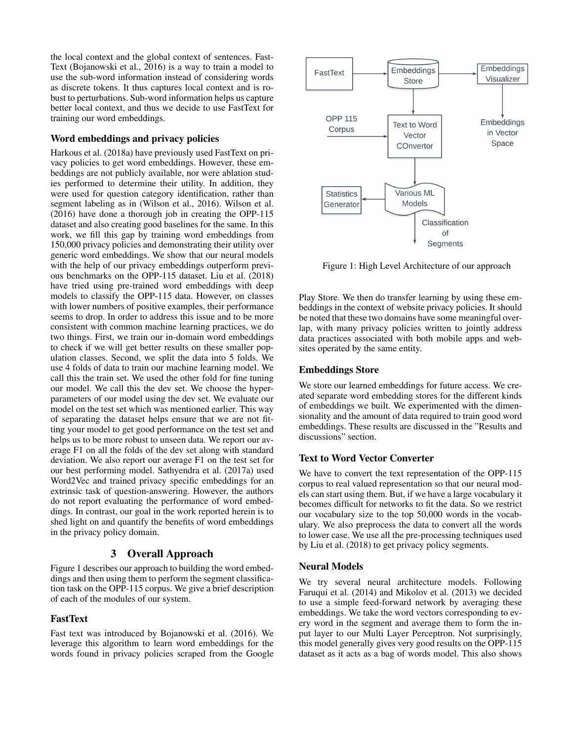the local context and the global context of sentences. FastText (Bojanowski et al., 2016) is a way to train a model to use the sub-word information instead of considering words as discrete tokens. It thus captures local context and is robust to perturbations. Sub-word information helps us capture better local context, and thus we decide to use FastText for training our word embeddings.

### Word embeddings and privacy policies

Harkous et al. (2018a) have previously used FastText on privacy policies to get word embeddings. However, these embeddings are not publicly available, nor were ablation studies performed to determine their utility. In addition, they were used for question category identification, rather than segment labeling as in (Wilson et al., 2016). Wilson et al. (2016) have done a thorough job in creating the OPP-115 dataset and also creating good baselines for the same. In this work, we fill this gap by training word embeddings from 150,000 privacy policies and demonstrating their utility over generic word embeddings. We show that our neural models with the help of our privacy embeddings outperform previous benchmarks on the OPP-115 dataset. Liu et al. (2018) have tried using pre-trained word embeddings with deep models to classify the OPP-115 data. However, on classes with lower numbers of positive examples, their performance seems to drop. In order to address this issue and to be more consistent with common machine learning practices, we do two things. First, we train our in-domain word embeddings to check if we will get better results on these smaller population classes. Second, we split the data into 5 folds. We use 4 folds of data to train our machine learning model. We call this the train set. We used the other fold for fine tuning our model. We call this the dev set. We choose the hyperparameters of our model using the dev set. We evaluate our model on the test set which was mentioned earlier. This way of separating the dataset helps ensure that we are not fitting your model to get good performance on the test set and helps us to be more robust to unseen data. We report our average F1 on all the folds of the dev set along with standard deviation. We also report our average F1 on the test set for our best performing model. Sathyendra et al. (2017a) used Word2Vec and trained privacy specific embeddings for an extrinsic task of question-answering. However, the authors do not report evaluating the performance of word embeddings. In contrast, our goal in the work reported herein is to shed light on and quantify the benefits of word embeddings in the privacy policy domain.

## 3 Overall Approach

Figure 1 describes our approach to building the word embeddings and then using them to perform the segment classification task on the OPP-115 corpus. We give a brief description of each of the modules of our system.

### FastText

Fast text was introduced by Bojanowski et al. (2016). We leverage this algorithm to learn word embeddings for the words found in privacy policies scraped from the Google Play Store. We then do transfer learning by using these embeddings in the context of website privacy policies. It should be noted that these two domains have some meaningful overlap, with many privacy policies written to jointly address data practices associated with both mobile apps and websites operated by the same entity.

Figure 1: High Level Architecture of our approach

### Embeddings Store

We store our learned embeddings for future access. We created separate word embedding stores for the different kinds of embeddings we built. We experimented with the dimensionality and the amount of data required to train good word embeddings. These results are discussed in the "Results and discussions" section.

### Text to Word Vector Converter

We have to convert the text representation of the OPP-115 corpus to real valued representation so that our neural models can start using them. But, if we have a large vocabulary it becomes difficult for networks to fit the data. So we restrict our vocabulary size to the top 50,000 words in the vocabulary. We also preprocess the data to convert all the words to lower case. We use all the pre-processing techniques used by Liu et al. (2018) to get privacy policy segments.

### Neural Models

We try several neural architecture models. Following Faruqui et al. (2014) and Mikolov et al. (2013) we decided to use a simple feed-forward network by averaging these embeddings. We take the word vectors corresponding to every word in the segment and average them to form the input layer to our Multi Layer Perceptron. Not surprisingly, this model generally gives very good results on the OPP-115 dataset as it acts as a bag of words model. This also shows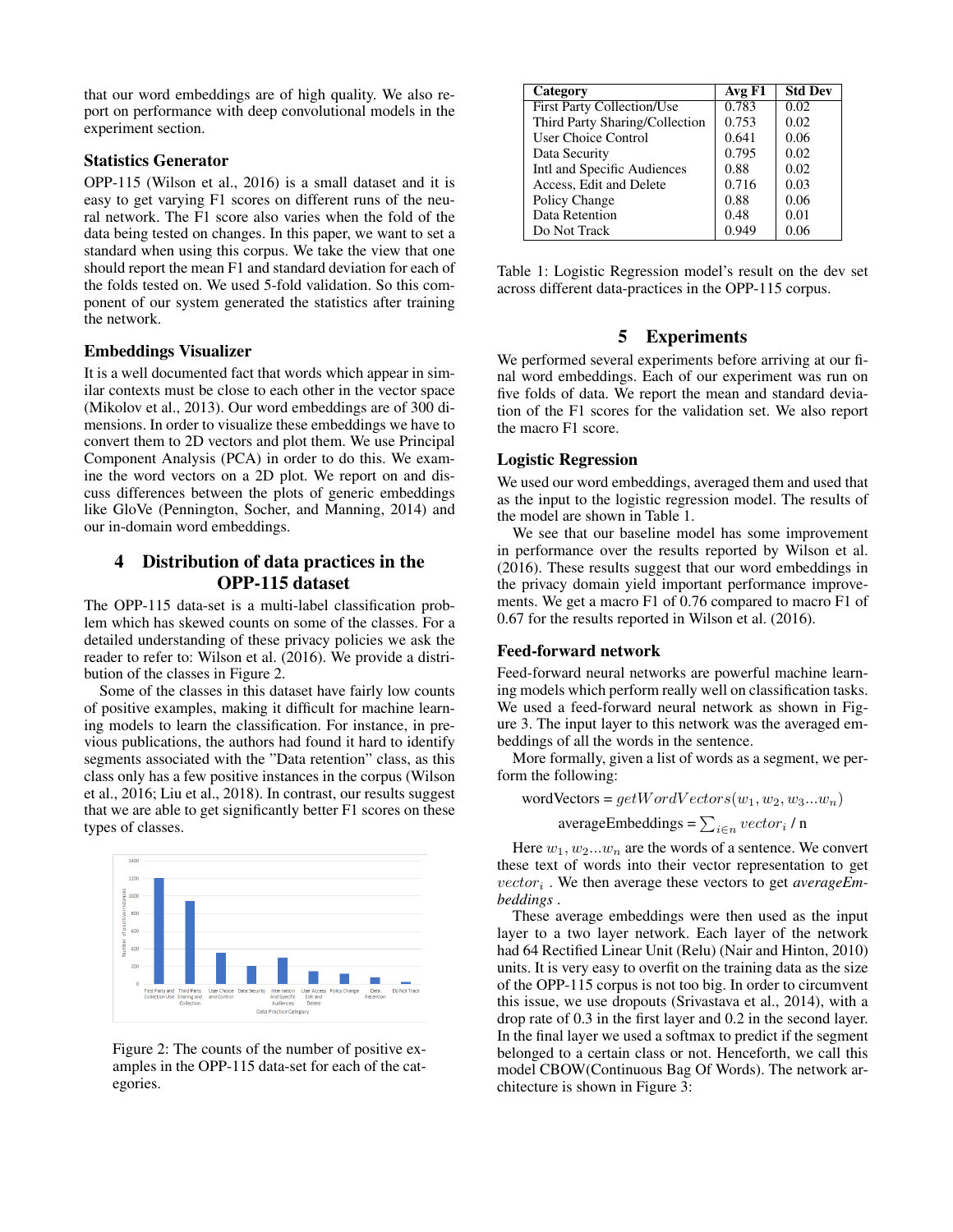that our word embeddings are of high quality. We also report on performance with deep convolutional models in the experiment section.

### Statistics Generator

OPP-115 (Wilson et al., 2016) is a small dataset and it is easy to get varying F1 scores on different runs of the neural network. The F1 score also varies when the fold of the data being tested on changes. In this paper, we want to set a standard when using this corpus. We take the view that one should report the mean F1 and standard deviation for each of the folds tested on. We used 5-fold validation. So this component of our system generated the statistics after training the network.

### Embeddings Visualizer

It is a well documented fact that words which appear in similar contexts must be close to each other in the vector space (Mikolov et al., 2013). Our word embeddings are of 300 dimensions. In order to visualize these embeddings we have to convert them to 2D vectors and plot them. We use Principal Component Analysis (PCA) in order to do this. We examine the word vectors on a 2D plot. We report on and discuss differences between the plots of generic embeddings like GloVe (Pennington, Socher, and Manning, 2014) and our in-domain word embeddings.

## 4 Distribution of data practices in the OPP-115 dataset

The OPP-115 data-set is a multi-label classification problem which has skewed counts on some of the classes. For a detailed understanding of these privacy policies we ask the reader to refer to: Wilson et al. (2016). We provide a distribution of the classes in Figure 2.

Some of the classes in this dataset have fairly low counts of positive examples, making it difficult for machine learning models to learn the classification. For instance, in previous publications, the authors had found it hard to identify segments associated with the "Data retention" class, as this class only has a few positive instances in the corpus (Wilson et al., 2016; Liu et al., 2018). In contrast, our results suggest that we are able to get significantly better F1 scores on these types of classes.

Figure 2: The counts of the number of positive examples in the OPP-115 data-set for each of the categories.

| Category | Avg F1 | Std Dev |
|---|---|---|
| First Party Collection/Use | 0.783 | 0.02 |
| Third Party Sharing/Collection | 0.753 | 0.02 |
| User Choice Control | 0.641 | 0.06 |
| Data Security | 0.795 | 0.02 |
| Intl and Specific Audiences | 0.88 | 0.02 |
| Access, Edit and Delete | 0.716 | 0.03 |
| Policy Change | 0.88 | 0.06 |
| Data Retention | 0.48 | 0.01 |
| Do Not Track | 0.949 | 0.06 |

Table 1: Logistic Regression model's result on the dev set across different data-practices in the OPP-115 corpus.

## 5 Experiments

We performed several experiments before arriving at our final word embeddings. Each of our experiment was run on five folds of data. We report the mean and standard deviation of the F1 scores for the validation set. We also report the macro F1 score.

### Logistic Regression

We used our word embeddings, averaged them and used that as the input to the logistic regression model. The results of the model are shown in Table 1.

We see that our baseline model has some improvement in performance over the results reported by Wilson et al. (2016). These results suggest that our word embeddings in the privacy domain yield important performance improvements. We get a macro F1 of 0.76 compared to macro F1 of 0.67 for the results reported in Wilson et al. (2016).

### Feed-forward network

Feed-forward neural networks are powerful machine learning models which perform really well on classification tasks. We used a feed-forward neural network as shown in Figure 3. The input layer to this network was the averaged embeddings of all the words in the sentence.

More formally, given a list of words as a segment, we perform the following:

$$\text{wordVectors} = getWordVectors(w_1, w_2, w_3 ... w_n)$$

$$\text{averageEmbeddings} = \sum_{i \in n} vector_i \text{ / n}$$

Here $w_1, w_2 ... w_n$ are the words of a sentence. We convert these text of words into their vector representation to get $vector_i$ . We then average these vectors to get *averageEmbeddings* .

These average embeddings were then used as the input layer to a two layer network. Each layer of the network had 64 Rectified Linear Unit (Relu) (Nair and Hinton, 2010) units. It is very easy to overfit on the training data as the size of the OPP-115 corpus is not too big. In order to circumvent this issue, we use dropouts (Srivastava et al., 2014), with a drop rate of 0.3 in the first layer and 0.2 in the second layer. In the final layer we used a softmax to predict if the segment belonged to a certain class or not. Henceforth, we call this model CBOW(Continuous Bag Of Words). The network architecture is shown in Figure 3: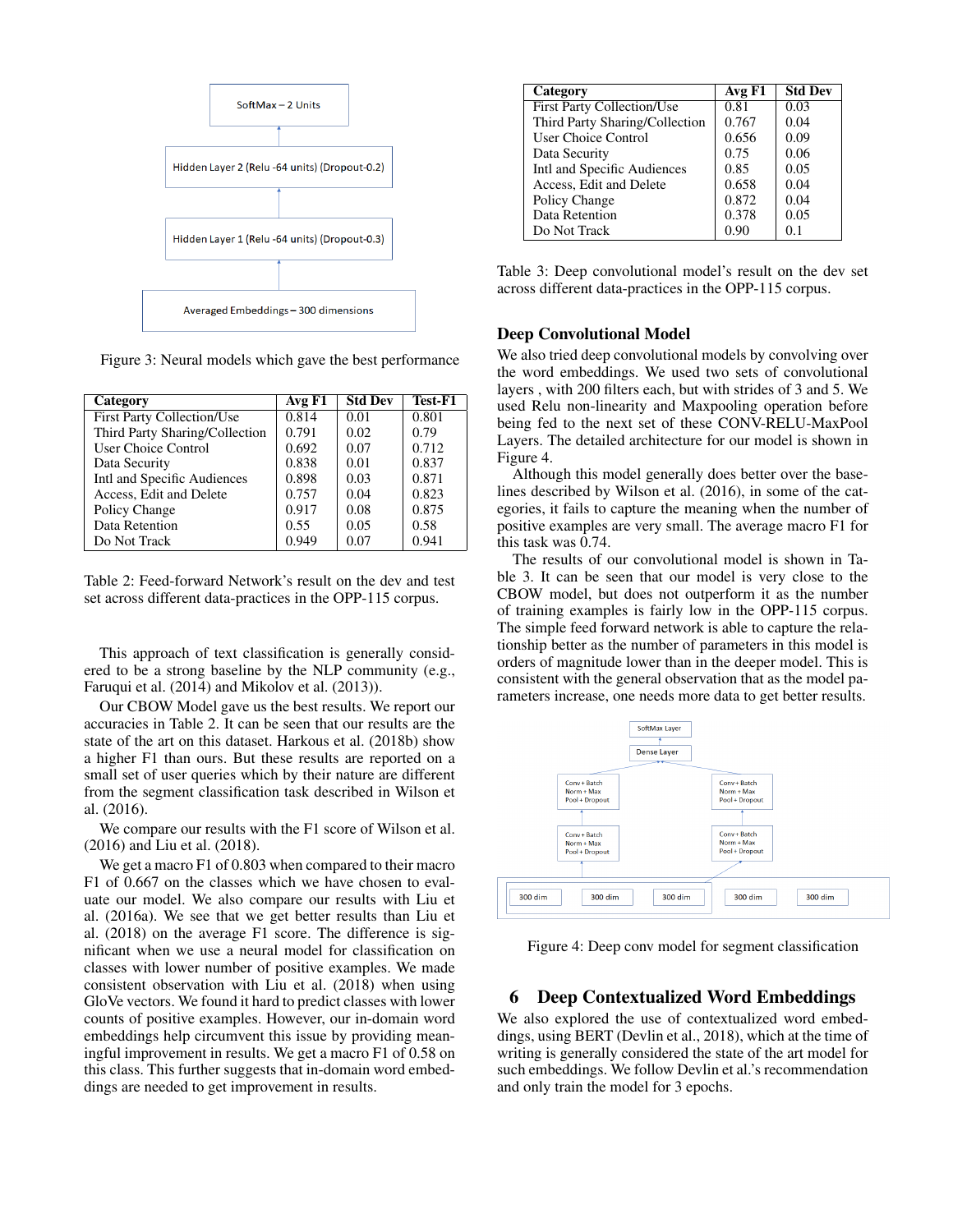Figure 3: Neural models which gave the best performance

| Category | Avg F1 | Std Dev | Test-F1 |
|---|---|---|---|
| First Party Collection/Use | 0.814 | 0.01 | 0.801 |
| Third Party Sharing/Collection | 0.791 | 0.02 | 0.79 |
| User Choice Control | 0.692 | 0.07 | 0.712 |
| Data Security | 0.838 | 0.01 | 0.837 |
| Intl and Specific Audiences | 0.898 | 0.03 | 0.871 |
| Access, Edit and Delete | 0.757 | 0.04 | 0.823 |
| Policy Change | 0.917 | 0.08 | 0.875 |
| Data Retention | 0.55 | 0.05 | 0.58 |
| Do Not Track | 0.949 | 0.07 | 0.941 |

Table 2: Feed-forward Network's result on the dev and test set across different data-practices in the OPP-115 corpus.

This approach of text classification is generally considered to be a strong baseline by the NLP community (e.g., Faruqui et al. (2014) and Mikolov et al. (2013)).

Our CBOW Model gave us the best results. We report our accuracies in Table 2. It can be seen that our results are the state of the art on this dataset. Harkous et al. (2018b) show a higher F1 than ours. But these results are reported on a small set of user queries which by their nature are different from the segment classification task described in Wilson et al. (2016).

We compare our results with the F1 score of Wilson et al. (2016) and Liu et al. (2018).

We get a macro F1 of 0.803 when compared to their macro F1 of 0.667 on the classes which we have chosen to evaluate our model. We also compare our results with Liu et al. (2016a). We see that we get better results than Liu et al. (2018) on the average F1 score. The difference is significant when we use a neural model for classification on classes with lower number of positive examples. We made consistent observation with Liu et al. (2018) when using GloVe vectors. We found it hard to predict classes with lower counts of positive examples. However, our in-domain word embeddings help circumvent this issue by providing meaningful improvement in results. We get a macro F1 of 0.58 on this class. This further suggests that in-domain word embeddings are needed to get improvement in results.

| Category | Avg F1 | Std Dev |
|---|---|---|
| First Party Collection/Use | 0.81 | 0.03 |
| Third Party Sharing/Collection | 0.767 | 0.04 |
| User Choice Control | 0.656 | 0.09 |
| Data Security | 0.75 | 0.06 |
| Intl and Specific Audiences | 0.85 | 0.05 |
| Access, Edit and Delete | 0.658 | 0.04 |
| Policy Change | 0.872 | 0.04 |
| Data Retention | 0.378 | 0.05 |
| Do Not Track | 0.90 | 0.1 |

Table 3: Deep convolutional model's result on the dev set across different data-practices in the OPP-115 corpus.

### Deep Convolutional Model

We also tried deep convolutional models by convolving over the word embeddings. We used two sets of convolutional layers , with 200 filters each, but with strides of 3 and 5. We used Relu non-linearity and Maxpooling operation before being fed to the next set of these CONV-RELU-MaxPool Layers. The detailed architecture for our model is shown in Figure 4.

Although this model generally does better over the baselines described by Wilson et al. (2016), in some of the categories, it fails to capture the meaning when the number of positive examples are very small. The average macro F1 for this task was 0.74.

The results of our convolutional model is shown in Table 3. It can be seen that our model is very close to the CBOW model, but does not outperform it as the number of training examples is fairly low in the OPP-115 corpus. The simple feed forward network is able to capture the relationship better as the number of parameters in this model is orders of magnitude lower than in the deeper model. This is consistent with the general observation that as the model parameters increase, one needs more data to get better results.

Figure 4: Deep conv model for segment classification

## 6 Deep Contextualized Word Embeddings

We also explored the use of contextualized word embeddings, using BERT (Devlin et al., 2018), which at the time of writing is generally considered the state of the art model for such embeddings. We follow Devlin et al.'s recommendation and only train the model for 3 epochs.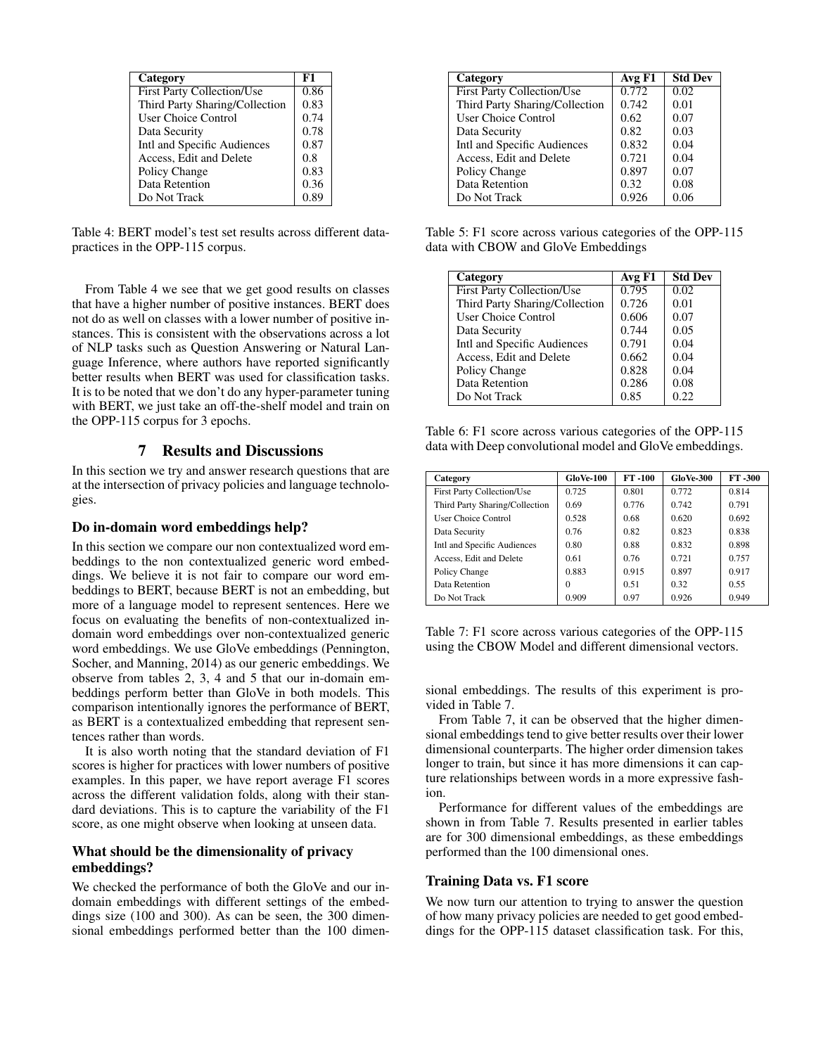| Category | F1 |
| --- | --- |
| First Party Collection/Use | 0.86 |
| Third Party Sharing/Collection | 0.83 |
| User Choice Control | 0.74 |
| Data Security | 0.78 |
| Intl and Specific Audiences | 0.87 |
| Access, Edit and Delete | 0.8 |
| Policy Change | 0.83 |
| Data Retention | 0.36 |
| Do Not Track | 0.89 |

Table 4: BERT model's test set results across different data-practices in the OPP-115 corpus.

From Table 4 we see that we get good results on classes that have a higher number of positive instances. BERT does not do as well on classes with a lower number of positive instances. This is consistent with the observations across a lot of NLP tasks such as Question Answering or Natural Language Inference, where authors have reported significantly better results when BERT was used for classification tasks. It is to be noted that we don't do any hyper-parameter tuning with BERT, we just take an off-the-shelf model and train on the OPP-115 corpus for 3 epochs.

## 7 Results and Discussions

In this section we try and answer research questions that are at the intersection of privacy policies and language technologies.

### Do in-domain word embeddings help?

In this section we compare our non contextualized word embeddings to the non contextualized generic word embeddings. We believe it is not fair to compare our word embeddings to BERT, because BERT is not an embedding, but more of a language model to represent sentences. Here we focus on evaluating the benefits of non-contextualized in-domain word embeddings over non-contextualized generic word embeddings. We use GloVe embeddings (Pennington, Socher, and Manning, 2014) as our generic embeddings. We observe from tables 2, 3, 4 and 5 that our in-domain embeddings perform better than GloVe in both models. This comparison intentionally ignores the performance of BERT, as BERT is a contextualized embedding that represent sentences rather than words.

It is also worth noting that the standard deviation of F1 scores is higher for practices with lower numbers of positive examples. In this paper, we have report average F1 scores across the different validation folds, along with their standard deviations. This is to capture the variability of the F1 score, as one might observe when looking at unseen data.

### What should be the dimensionality of privacy embeddings?

We checked the performance of both the GloVe and our in-domain embeddings with different settings of the embeddings size (100 and 300). As can be seen, the 300 dimensional embeddings performed better than the 100 dimensional embeddings. The results of this experiment is provided in Table 7.

| Category | Avg F1 | Std Dev |
| --- | --- | --- |
| First Party Collection/Use | 0.772 | 0.02 |
| Third Party Sharing/Collection | 0.742 | 0.01 |
| User Choice Control | 0.62 | 0.07 |
| Data Security | 0.82 | 0.03 |
| Intl and Specific Audiences | 0.832 | 0.04 |
| Access, Edit and Delete | 0.721 | 0.04 |
| Policy Change | 0.897 | 0.07 |
| Data Retention | 0.32 | 0.08 |
| Do Not Track | 0.926 | 0.06 |

Table 5: F1 score across various categories of the OPP-115 data with CBOW and GloVe Embeddings

| Category | Avg F1 | Std Dev |
| --- | --- | --- |
| First Party Collection/Use | 0.795 | 0.02 |
| Third Party Sharing/Collection | 0.726 | 0.01 |
| User Choice Control | 0.606 | 0.07 |
| Data Security | 0.744 | 0.05 |
| Intl and Specific Audiences | 0.791 | 0.04 |
| Access, Edit and Delete | 0.662 | 0.04 |
| Policy Change | 0.828 | 0.04 |
| Data Retention | 0.286 | 0.08 |
| Do Not Track | 0.85 | 0.22 |

Table 6: F1 score across various categories of the OPP-115 data with Deep convolutional model and GloVe embeddings.

| Category | GloVe-100 | FT -100 | GloVe-300 | FT -300 |
| --- | --- | --- | --- | --- |
| First Party Collection/Use | 0.725 | 0.801 | 0.772 | 0.814 |
| Third Party Sharing/Collection | 0.69 | 0.776 | 0.742 | 0.791 |
| User Choice Control | 0.528 | 0.68 | 0.620 | 0.692 |
| Data Security | 0.76 | 0.82 | 0.823 | 0.838 |
| Intl and Specific Audiences | 0.80 | 0.88 | 0.832 | 0.898 |
| Access, Edit and Delete | 0.61 | 0.76 | 0.721 | 0.757 |
| Policy Change | 0.883 | 0.915 | 0.897 | 0.917 |
| Data Retention | 0 | 0.51 | 0.32 | 0.55 |
| Do Not Track | 0.909 | 0.97 | 0.926 | 0.949 |

Table 7: F1 score across various categories of the OPP-115 using the CBOW Model and different dimensional vectors.

From Table 7, it can be observed that the higher dimensional embeddings tend to give better results over their lower dimensional counterparts. The higher order dimension takes longer to train, but since it has more dimensions it can capture relationships between words in a more expressive fashion.

Performance for different values of the embeddings are shown in from Table 7. Results presented in earlier tables are for 300 dimensional embeddings, as these embeddings performed than the 100 dimensional ones.

### Training Data vs. F1 score

We now turn our attention to trying to answer the question of how many privacy policies are needed to get good embeddings for the OPP-115 dataset classification task. For this,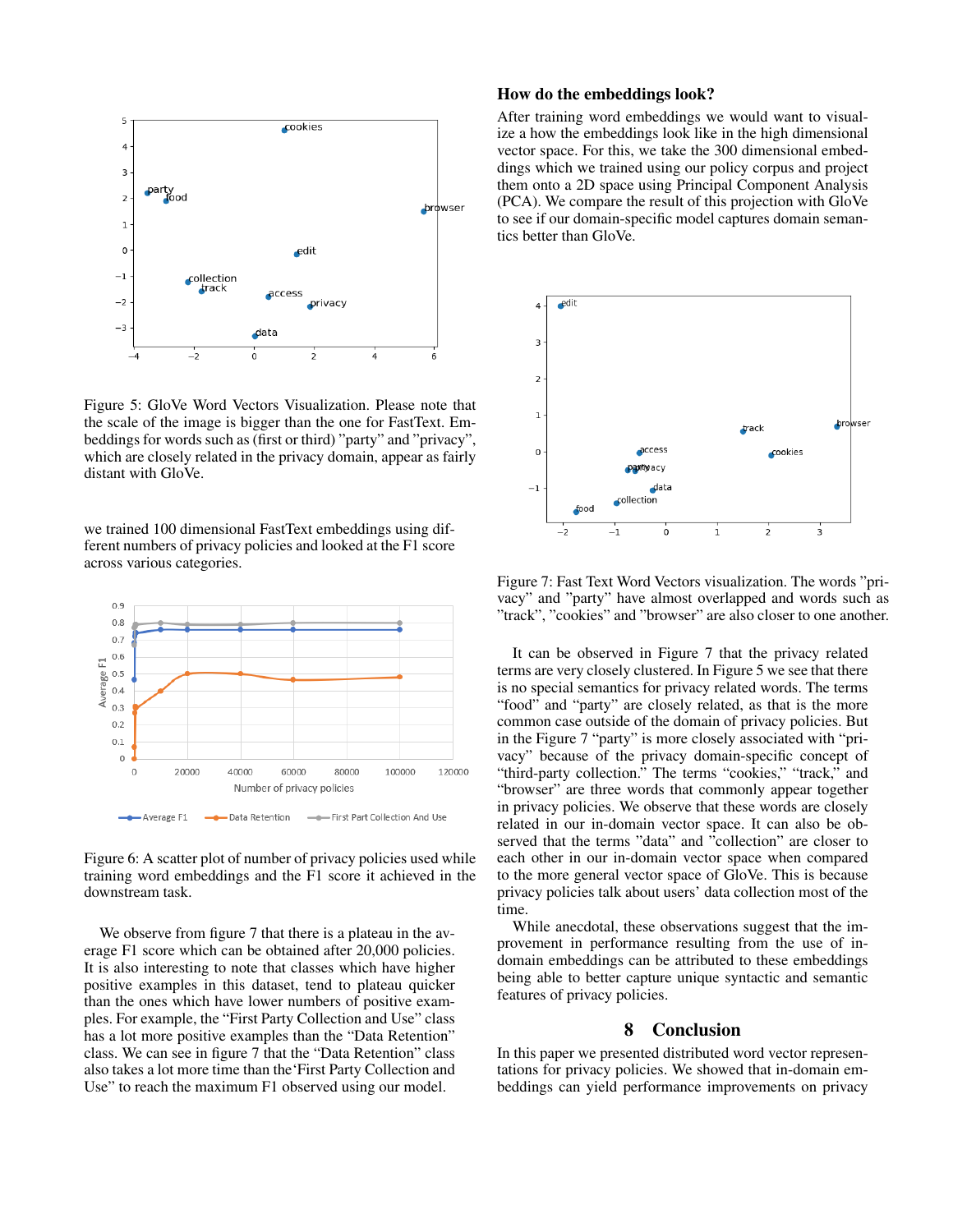Figure 5: GloVe Word Vectors Visualization. Please note that the scale of the image is bigger than the one for FastText. Embeddings for words such as (first or third) "party" and "privacy", which are closely related in the privacy domain, appear as fairly distant with GloVe.

we trained 100 dimensional FastText embeddings using different numbers of privacy policies and looked at the F1 score across various categories.

Figure 6: A scatter plot of number of privacy policies used while training word embeddings and the F1 score it achieved in the downstream task.

We observe from figure 7 that there is a plateau in the average F1 score which can be obtained after 20,000 policies. It is also interesting to note that classes which have higher positive examples in this dataset, tend to plateau quicker than the ones which have lower numbers of positive examples. For example, the "First Party Collection and Use" class has a lot more positive examples than the "Data Retention" class. We can see in figure 7 that the "Data Retention" class also takes a lot more time than the'First Party Collection and Use" to reach the maximum F1 observed using our model.

### How do the embeddings look?

After training word embeddings we would want to visualize a how the embeddings look like in the high dimensional vector space. For this, we take the 300 dimensional embeddings which we trained using our policy corpus and project them onto a 2D space using Principal Component Analysis (PCA). We compare the result of this projection with GloVe to see if our domain-specific model captures domain semantics better than GloVe.

Figure 7: Fast Text Word Vectors visualization. The words "privacy" and "party" have almost overlapped and words such as "track", "cookies" and "browser" are also closer to one another.

It can be observed in Figure 7 that the privacy related terms are very closely clustered. In Figure 5 we see that there is no special semantics for privacy related words. The terms "food" and "party" are closely related, as that is the more common case outside of the domain of privacy policies. But in the Figure 7 "party" is more closely associated with "privacy" because of the privacy domain-specific concept of "third-party collection." The terms "cookies," "track," and "browser" are three words that commonly appear together in privacy policies. We observe that these words are closely related in our in-domain vector space. It can also be observed that the terms "data" and "collection" are closer to each other in our in-domain vector space when compared to the more general vector space of GloVe. This is because privacy policies talk about users' data collection most of the time.

While anecdotal, these observations suggest that the improvement in performance resulting from the use of in-domain embeddings can be attributed to these embeddings being able to better capture unique syntactic and semantic features of privacy policies.

## 8 Conclusion

In this paper we presented distributed word vector representations for privacy policies. We showed that in-domain embeddings can yield performance improvements on privacy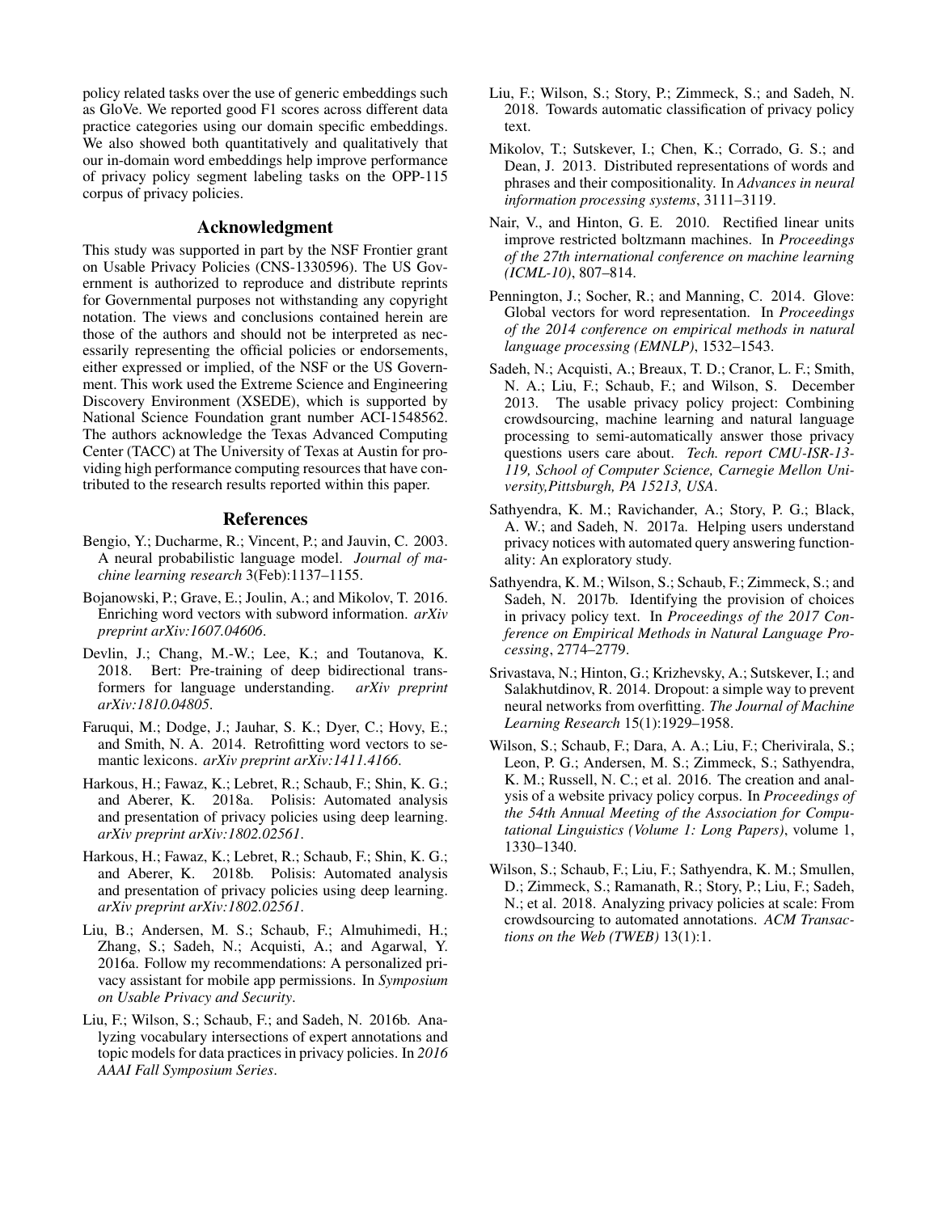policy related tasks over the use of generic embeddings such as GloVe. We reported good F1 scores across different data practice categories using our domain specific embeddings. We also showed both quantitatively and qualitatively that our in-domain word embeddings help improve performance of privacy policy segment labeling tasks on the OPP-115 corpus of privacy policies.

## Acknowledgment

This study was supported in part by the NSF Frontier grant on Usable Privacy Policies (CNS-1330596). The US Government is authorized to reproduce and distribute reprints for Governmental purposes not withstanding any copyright notation. The views and conclusions contained herein are those of the authors and should not be interpreted as necessarily representing the official policies or endorsements, either expressed or implied, of the NSF or the US Government. This work used the Extreme Science and Engineering Discovery Environment (XSEDE), which is supported by National Science Foundation grant number ACI-1548562. The authors acknowledge the Texas Advanced Computing Center (TACC) at The University of Texas at Austin for providing high performance computing resources that have contributed to the research results reported within this paper.

## References

Bengio, Y.; Ducharme, R.; Vincent, P.; and Jauvin, C. 2003. A neural probabilistic language model. *Journal of machine learning research* 3(Feb):1137–1155.

Bojanowski, P.; Grave, E.; Joulin, A.; and Mikolov, T. 2016. Enriching word vectors with subword information. *arXiv preprint arXiv:1607.04606*.

Devlin, J.; Chang, M.-W.; Lee, K.; and Toutanova, K. 2018. Bert: Pre-training of deep bidirectional transformers for language understanding. *arXiv preprint arXiv:1810.04805*.

Faruqui, M.; Dodge, J.; Jauhar, S. K.; Dyer, C.; Hovy, E.; and Smith, N. A. 2014. Retrofitting word vectors to semantic lexicons. *arXiv preprint arXiv:1411.4166*.

Harkous, H.; Fawaz, K.; Lebret, R.; Schaub, F.; Shin, K. G.; and Aberer, K. 2018a. Polisis: Automated analysis and presentation of privacy policies using deep learning. *arXiv preprint arXiv:1802.02561*.

Harkous, H.; Fawaz, K.; Lebret, R.; Schaub, F.; Shin, K. G.; and Aberer, K. 2018b. Polisis: Automated analysis and presentation of privacy policies using deep learning. *arXiv preprint arXiv:1802.02561*.

Liu, B.; Andersen, M. S.; Schaub, F.; Almuhimedi, H.; Zhang, S.; Sadeh, N.; Acquisti, A.; and Agarwal, Y. 2016a. Follow my recommendations: A personalized privacy assistant for mobile app permissions. In *Symposium on Usable Privacy and Security*.

Liu, F.; Wilson, S.; Schaub, F.; and Sadeh, N. 2016b. Analyzing vocabulary intersections of expert annotations and topic models for data practices in privacy policies. In *2016 AAAI Fall Symposium Series*.

Liu, F.; Wilson, S.; Story, P.; Zimmeck, S.; and Sadeh, N. 2018. Towards automatic classification of privacy policy text.

Mikolov, T.; Sutskever, I.; Chen, K.; Corrado, G. S.; and Dean, J. 2013. Distributed representations of words and phrases and their compositionality. In *Advances in neural information processing systems*, 3111–3119.

Nair, V., and Hinton, G. E. 2010. Rectified linear units improve restricted boltzmann machines. In *Proceedings of the 27th international conference on machine learning (ICML-10)*, 807–814.

Pennington, J.; Socher, R.; and Manning, C. 2014. Glove: Global vectors for word representation. In *Proceedings of the 2014 conference on empirical methods in natural language processing (EMNLP)*, 1532–1543.

Sadeh, N.; Acquisti, A.; Breaux, T. D.; Cranor, L. F.; Smith, N. A.; Liu, F.; Schaub, F.; and Wilson, S. December 2013. The usable privacy policy project: Combining crowdsourcing, machine learning and natural language processing to semi-automatically answer those privacy questions users care about. *Tech. report CMU-ISR-13-119, School of Computer Science, Carnegie Mellon University,Pittsburgh, PA 15213, USA*.

Sathyendra, K. M.; Ravichander, A.; Story, P. G.; Black, A. W.; and Sadeh, N. 2017a. Helping users understand privacy notices with automated query answering functionality: An exploratory study.

Sathyendra, K. M.; Wilson, S.; Schaub, F.; Zimmeck, S.; and Sadeh, N. 2017b. Identifying the provision of choices in privacy policy text. In *Proceedings of the 2017 Conference on Empirical Methods in Natural Language Processing*, 2774–2779.

Srivastava, N.; Hinton, G.; Krizhevsky, A.; Sutskever, I.; and Salakhutdinov, R. 2014. Dropout: a simple way to prevent neural networks from overfitting. *The Journal of Machine Learning Research* 15(1):1929–1958.

Wilson, S.; Schaub, F.; Dara, A. A.; Liu, F.; Cherivirala, S.; Leon, P. G.; Andersen, M. S.; Zimmeck, S.; Sathyendra, K. M.; Russell, N. C.; et al. 2016. The creation and analysis of a website privacy policy corpus. In *Proceedings of the 54th Annual Meeting of the Association for Computational Linguistics (Volume 1: Long Papers)*, volume 1, 1330–1340.

Wilson, S.; Schaub, F.; Liu, F.; Sathyendra, K. M.; Smullen, D.; Zimmeck, S.; Ramanath, R.; Story, P.; Liu, F.; Sadeh, N.; et al. 2018. Analyzing privacy policies at scale: From crowdsourcing to automated annotations. *ACM Transactions on the Web (TWEB)* 13(1):1.